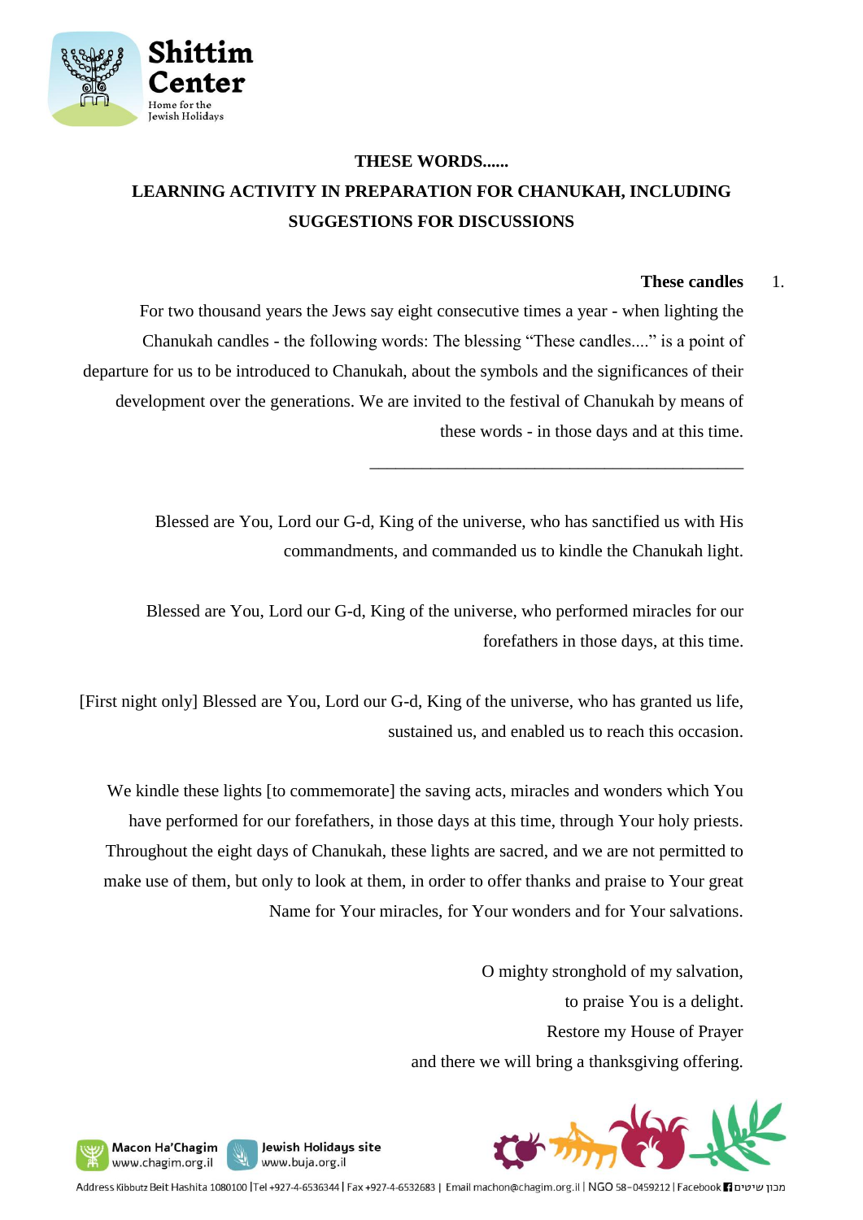# THESE WORDS......

## LEARNING ACTIVITY IN PREPARATION FOR CHANUKAH, INCLUDING SUGGESTIONS FOR DISCUSSIONS

### 1. These candles

For two thousand years the Jews say eight consecutive times a year - when lighting the Chanukah candles - the following words: The blessing "These candles...." is a point of departure for us to be introduced to Chanukah, about the symbols and the significances of their development over the generations. We are invited to the festival of Chanukah by means of these words - in those days and at this time.

---

Blessed are You, Lord our G-d, King of the universe, who has sanctified us with His commandments, and commanded us to kindle the Chanukah light.

Blessed are You, Lord our G-d, King of the universe, who performed miracles for our forefathers in those days, at this time.

[First night only] Blessed are You, Lord our G-d, King of the universe, who has granted us life, sustained us, and enabled us to reach this occasion.

We kindle these lights [to commemorate] the saving acts, miracles and wonders which You have performed for our forefathers, in those days at this time, through Your holy priests. Throughout the eight days of Chanukah, these lights are sacred, and we are not permitted to make use of them, but only to look at them, in order to offer thanks and praise to Your great Name for Your miracles, for Your wonders and for Your salvations.

O mighty stronghold of my salvation,  
to praise You is a delight.  
Restore my House of Prayer  
and there we will bring a thanksgiving offering.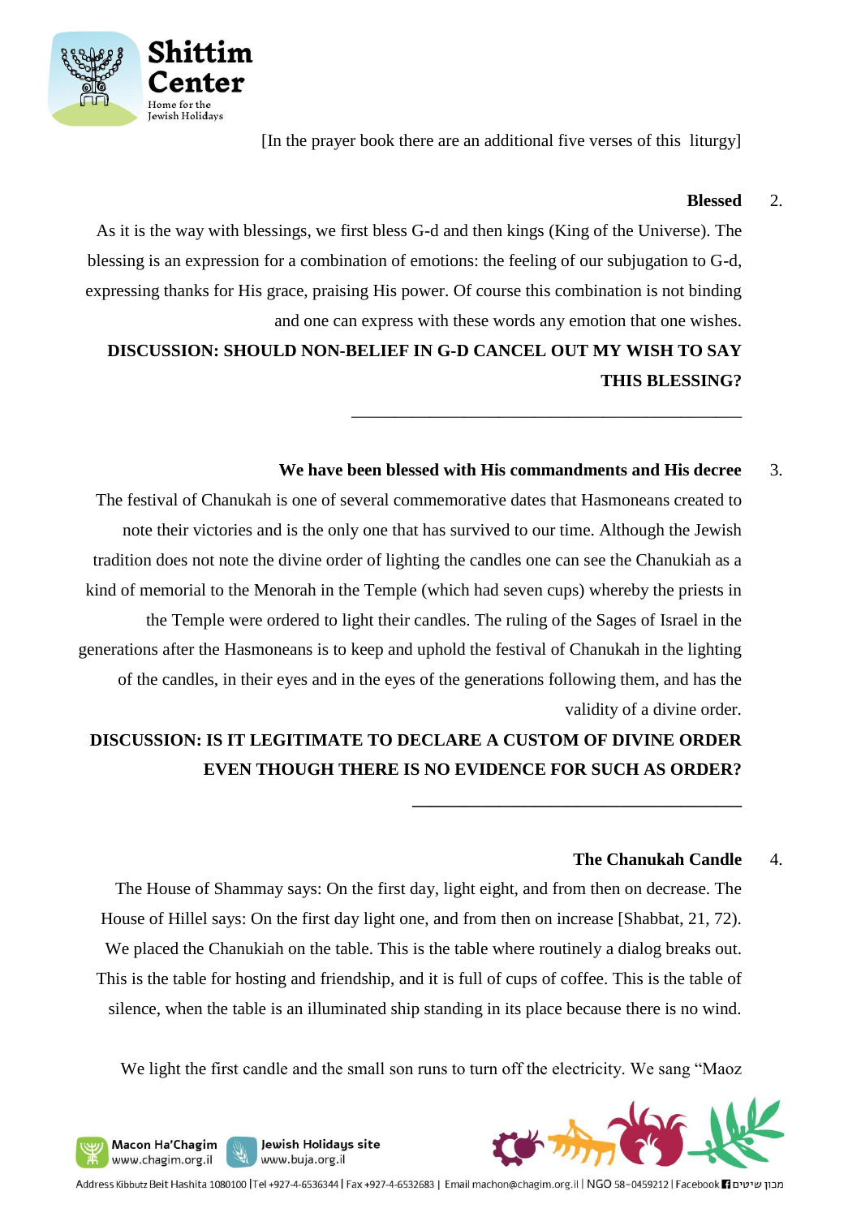[In the prayer book there are an additional five verses of this liturgy]

**2. Blessed**

As it is the way with blessings, we first bless G-d and then kings (King of the Universe). The blessing is an expression for a combination of emotions: the feeling of our subjugation to G-d, expressing thanks for His grace, praising His power. Of course this combination is not binding and one can express with these words any emotion that one wishes.

**DISCUSSION: SHOULD NON-BELIEF IN G-D CANCEL OUT MY WISH TO SAY THIS BLESSING?**

_____________________________________________

**3. We have been blessed with His commandments and His decree**

The festival of Chanukah is one of several commemorative dates that Hasmoneans created to note their victories and is the only one that has survived to our time. Although the Jewish tradition does not note the divine order of lighting the candles one can see the Chanukiah as a kind of memorial to the Menorah in the Temple (which had seven cups) whereby the priests in the Temple were ordered to light their candles. The ruling of the Sages of Israel in the generations after the Hasmoneans is to keep and uphold the festival of Chanukah in the lighting of the candles, in their eyes and in the eyes of the generations following them, and has the validity of a divine order.

**DISCUSSION: IS IT LEGITIMATE TO DECLARE A CUSTOM OF DIVINE ORDER EVEN THOUGH THERE IS NO EVIDENCE FOR SUCH AS ORDER?**

_____________________________________________

**4. The Chanukah Candle**

The House of Shammay says: On the first day, light eight, and from then on decrease. The House of Hillel says: On the first day light one, and from then on increase [Shabbat, 21, 72). We placed the Chanukiah on the table. This is the table where routinely a dialog breaks out. This is the table for hosting and friendship, and it is full of cups of coffee. This is the table of silence, when the table is an illuminated ship standing in its place because there is no wind.

We light the first candle and the small son runs to turn off the electricity. We sang "Maoz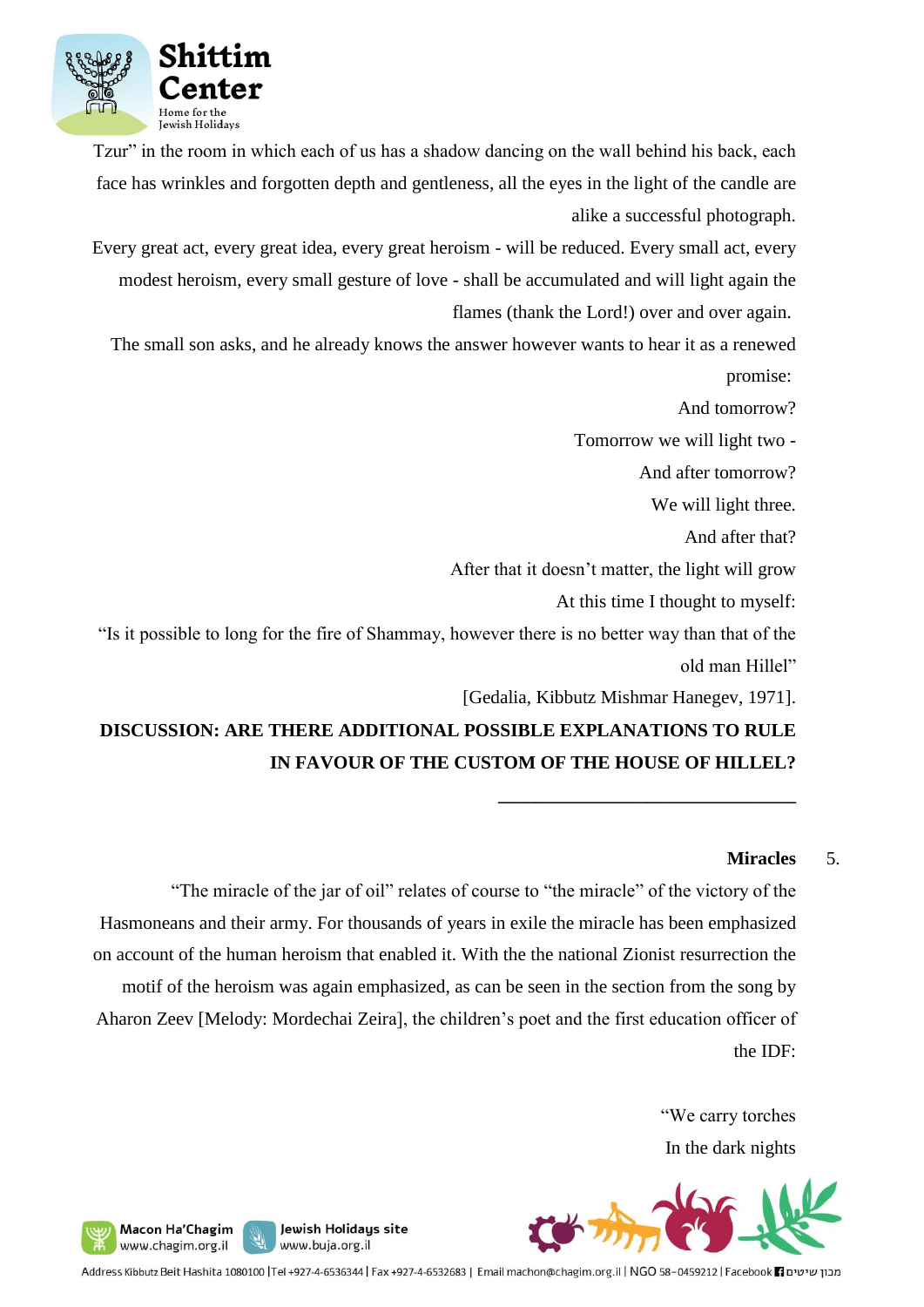Tzur" in the room in which each of us has a shadow dancing on the wall behind his back, each face has wrinkles and forgotten depth and gentleness, all the eyes in the light of the candle are alike a successful photograph.

Every great act, every great idea, every great heroism - will be reduced. Every small act, every modest heroism, every small gesture of love - shall be accumulated and will light again the flames (thank the Lord!) over and over again.

The small son asks, and he already knows the answer however wants to hear it as a renewed promise:

And tomorrow?

Tomorrow we will light two -

And after tomorrow?

We will light three.

And after that?

After that it doesn't matter, the light will grow

At this time I thought to myself:

"Is it possible to long for the fire of Shammay, however there is no better way than that of the old man Hillel"

[Gedalia, Kibbutz Mishmar Hanegev, 1971].

**DISCUSSION: ARE THERE ADDITIONAL POSSIBLE EXPLANATIONS TO RULE IN FAVOUR OF THE CUSTOM OF THE HOUSE OF HILLEL?**

---

## 5. Miracles

"The miracle of the jar of oil" relates of course to "the miracle" of the victory of the Hasmoneans and their army. For thousands of years in exile the miracle has been emphasized on account of the human heroism that enabled it. With the the national Zionist resurrection the motif of the heroism was again emphasized, as can be seen in the section from the song by Aharon Zeev [Melody: Mordechai Zeira], the children's poet and the first education officer of the IDF:

"We carry torches
In the dark nights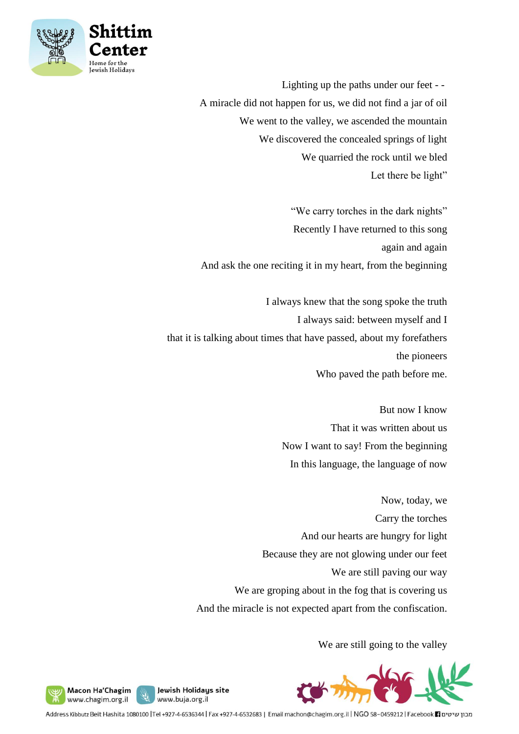Lighting up the paths under our feet - -

A miracle did not happen for us, we did not find a jar of oil

We went to the valley, we ascended the mountain

We discovered the concealed springs of light

We quarried the rock until we bled

Let there be light"

"We carry torches in the dark nights"

Recently I have returned to this song

again and again

And ask the one reciting it in my heart, from the beginning

I always knew that the song spoke the truth

I always said: between myself and I

that it is talking about times that have passed, about my forefathers

the pioneers

Who paved the path before me.

But now I know

That it was written about us

Now I want to say! From the beginning

In this language, the language of now

Now, today, we

Carry the torches

And our hearts are hungry for light

Because they are not glowing under our feet

We are still paving our way

We are groping about in the fog that is covering us

And the miracle is not expected apart from the confiscation.

We are still going to the valley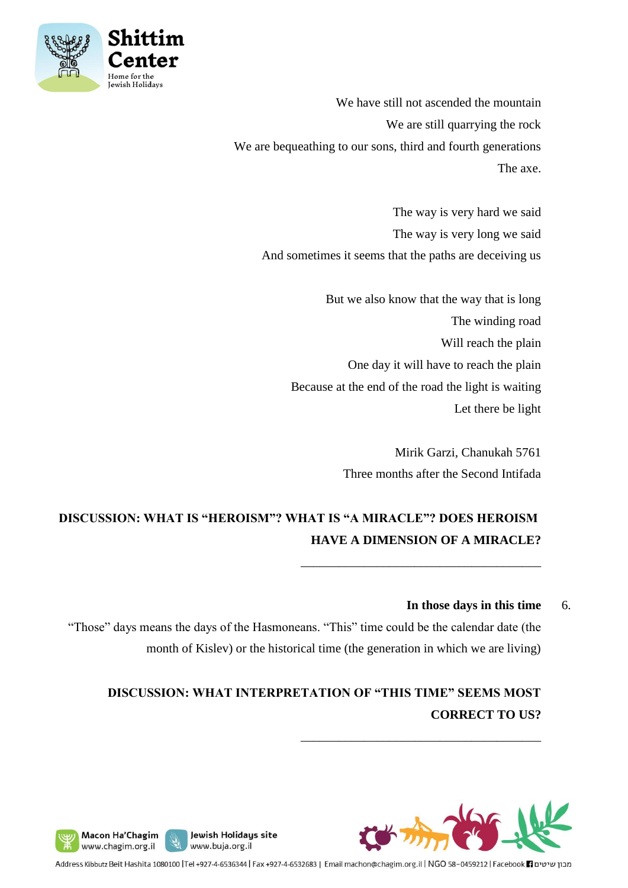We have still not ascended the mountain
We are still quarrying the rock
We are bequeathing to our sons, third and fourth generations
The axe.

The way is very hard we said
The way is very long we said
And sometimes it seems that the paths are deceiving us

But we also know that the way that is long
The winding road
Will reach the plain
One day it will have to reach the plain
Because at the end of the road the light is waiting
Let there be light

Mirik Garzi, Chanukah 5761
Three months after the Second Intifada

**DISCUSSION: WHAT IS "HEROISM"? WHAT IS "A MIRACLE"? DOES HEROISM HAVE A DIMENSION OF A MIRACLE?**

\_\_\_\_\_\_\_\_\_\_\_\_\_\_\_\_\_\_\_\_\_\_\_\_\_\_\_\_\_\_\_\_\_\_\_\_\_\_\_\_

6. **In those days in this time**

"Those" days means the days of the Hasmoneans. "This" time could be the calendar date (the month of Kislev) or the historical time (the generation in which we are living)

**DISCUSSION: WHAT INTERPRETATION OF "THIS TIME" SEEMS MOST CORRECT TO US?**

\_\_\_\_\_\_\_\_\_\_\_\_\_\_\_\_\_\_\_\_\_\_\_\_\_\_\_\_\_\_\_\_\_\_\_\_\_\_\_\_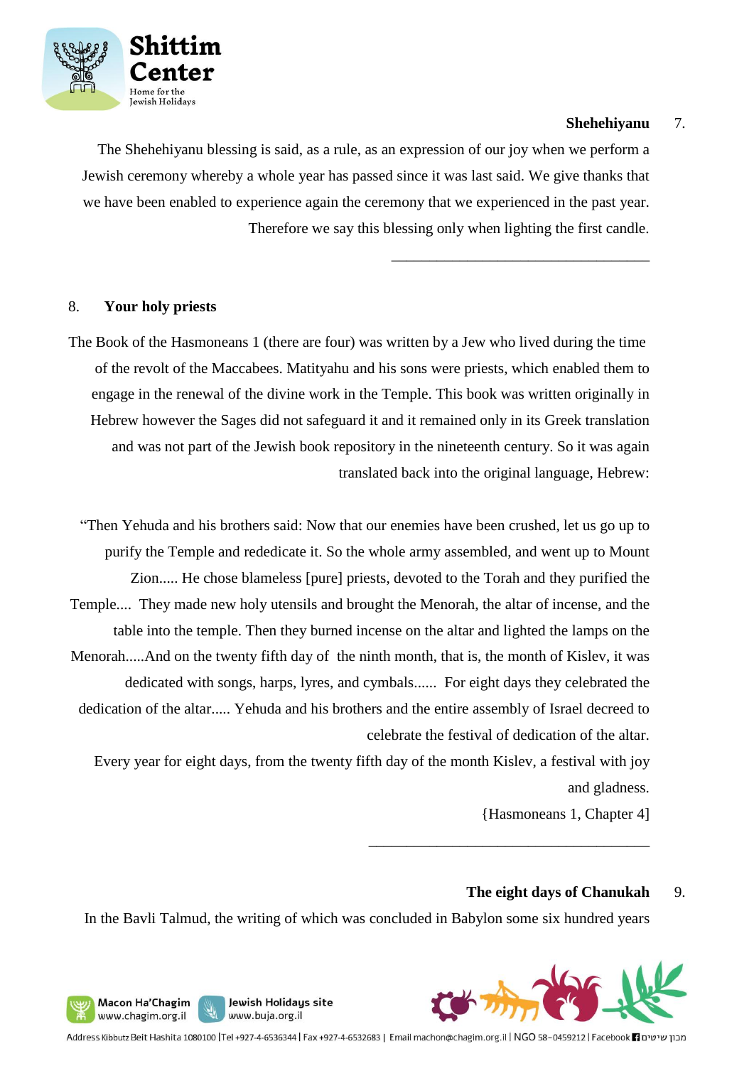## 7. Shehehiyanu

The Shehehiyanu blessing is said, as a rule, as an expression of our joy when we perform a Jewish ceremony whereby a whole year has passed since it was last said. We give thanks that we have been enabled to experience again the ceremony that we experienced in the past year. Therefore we say this blessing only when lighting the first candle.

---

## 8. Your holy priests

The Book of the Hasmoneans 1 (there are four) was written by a Jew who lived during the time of the revolt of the Maccabees. Matityahu and his sons were priests, which enabled them to engage in the renewal of the divine work in the Temple. This book was written originally in Hebrew however the Sages did not safeguard it and it remained only in its Greek translation and was not part of the Jewish book repository in the nineteenth century. So it was again translated back into the original language, Hebrew:

"Then Yehuda and his brothers said: Now that our enemies have been crushed, let us go up to purify the Temple and rededicate it. So the whole army assembled, and went up to Mount Zion..... He chose blameless [pure] priests, devoted to the Torah and they purified the Temple.... They made new holy utensils and brought the Menorah, the altar of incense, and the table into the temple. Then they burned incense on the altar and lighted the lamps on the Menorah.....And on the twenty fifth day of the ninth month, that is, the month of Kislev, it was dedicated with songs, harps, lyres, and cymbals...... For eight days they celebrated the dedication of the altar..... Yehuda and his brothers and the entire assembly of Israel decreed to celebrate the festival of dedication of the altar.
Every year for eight days, from the twenty fifth day of the month Kislev, a festival with joy and gladness.

{Hasmoneans 1, Chapter 4]

---

## 9. The eight days of Chanukah

In the Bavli Talmud, the writing of which was concluded in Babylon some six hundred years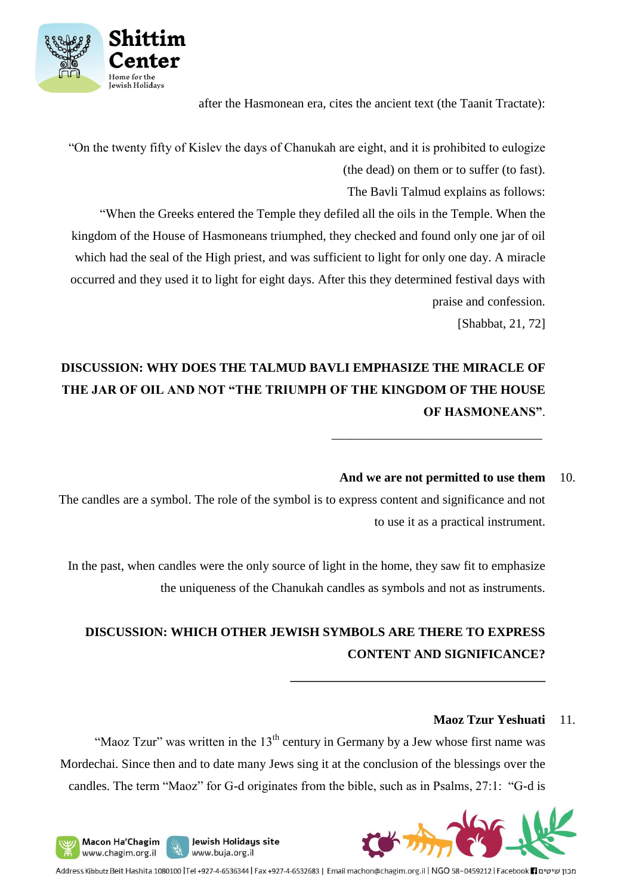after the Hasmonean era, cites the ancient text (the Taanit Tractate):

"On the twenty fifty of Kislev the days of Chanukah are eight, and it is prohibited to eulogize (the dead) on them or to suffer (to fast).

The Bavli Talmud explains as follows:

"When the Greeks entered the Temple they defiled all the oils in the Temple. When the kingdom of the House of Hasmoneans triumphed, they checked and found only one jar of oil which had the seal of the High priest, and was sufficient to light for only one day. A miracle occurred and they used it to light for eight days. After this they determined festival days with praise and confession.

[Shabbat, 21, 72]

**DISCUSSION: WHY DOES THE TALMUD BAVLI EMPHASIZE THE MIRACLE OF THE JAR OF OIL AND NOT "THE TRIUMPH OF THE KINGDOM OF THE HOUSE OF HASMONEANS".**

\_\_\_\_\_\_\_\_\_\_\_\_\_\_\_\_\_\_\_\_\_\_\_\_\_\_\_\_\_\_\_\_\_\_\_\_

### 10. And we are not permitted to use them

The candles are a symbol. The role of the symbol is to express content and significance and not to use it as a practical instrument.

In the past, when candles were the only source of light in the home, they saw fit to emphasize the uniqueness of the Chanukah candles as symbols and not as instruments.

**DISCUSSION: WHICH OTHER JEWISH SYMBOLS ARE THERE TO EXPRESS CONTENT AND SIGNIFICANCE?**

\_\_\_\_\_\_\_\_\_\_\_\_\_\_\_\_\_\_\_\_\_\_\_\_\_\_\_\_\_\_\_\_\_\_\_\_

### 11. Maoz Tzur Yeshuati

"Maoz Tzur" was written in the 13th century in Germany by a Jew whose first name was Mordechai. Since then and to date many Jews sing it at the conclusion of the blessings over the candles. The term "Maoz" for G-d originates from the bible, such as in Psalms, 27:1: "G-d is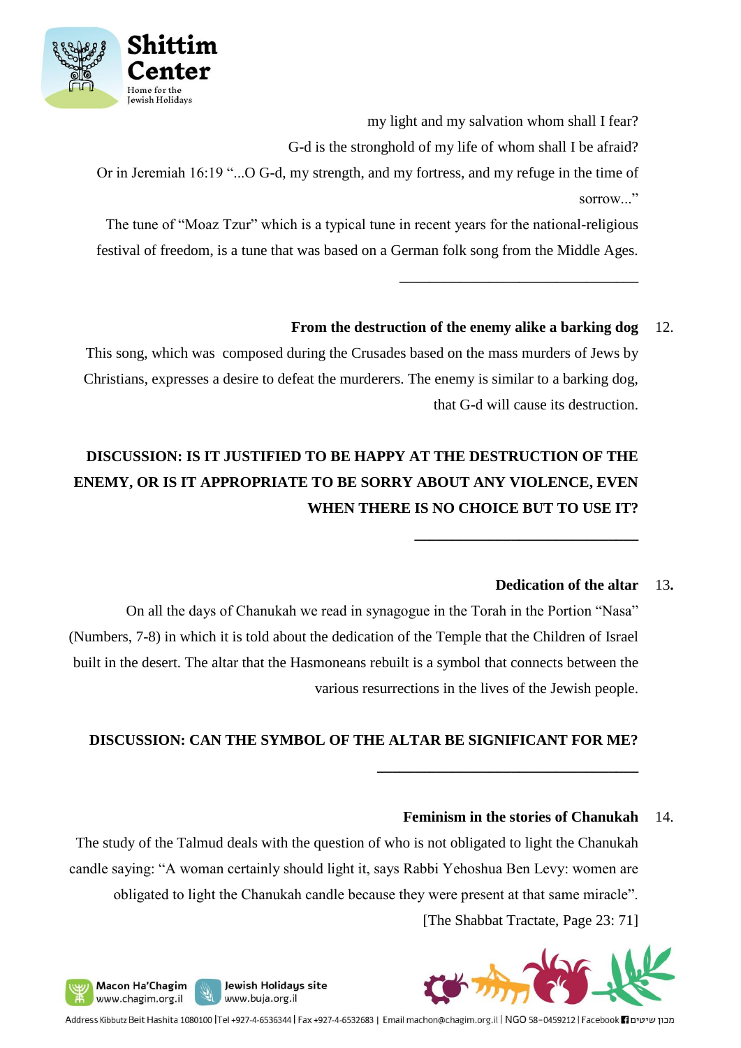my light and my salvation whom shall I fear?

G-d is the stronghold of my life of whom shall I be afraid?

Or in Jeremiah 16:19 "...O G-d, my strength, and my fortress, and my refuge in the time of sorrow..."

The tune of "Moaz Tzur" which is a typical tune in recent years for the national-religious festival of freedom, is a tune that was based on a German folk song from the Middle Ages.

---

### 12. From the destruction of the enemy alike a barking dog

This song, which was composed during the Crusades based on the mass murders of Jews by Christians, expresses a desire to defeat the murderers. The enemy is similar to a barking dog, that G-d will cause its destruction.

**DISCUSSION: IS IT JUSTIFIED TO BE HAPPY AT THE DESTRUCTION OF THE ENEMY, OR IS IT APPROPRIATE TO BE SORRY ABOUT ANY VIOLENCE, EVEN WHEN THERE IS NO CHOICE BUT TO USE IT?**

---

### 13. Dedication of the altar

On all the days of Chanukah we read in synagogue in the Torah in the Portion "Nasa" (Numbers, 7-8) in which it is told about the dedication of the Temple that the Children of Israel built in the desert. The altar that the Hasmoneans rebuilt is a symbol that connects between the various resurrections in the lives of the Jewish people.

**DISCUSSION: CAN THE SYMBOL OF THE ALTAR BE SIGNIFICANT FOR ME?**

---

### 14. Feminism in the stories of Chanukah

The study of the Talmud deals with the question of who is not obligated to light the Chanukah candle saying: "A woman certainly should light it, says Rabbi Yehoshua Ben Levy: women are obligated to light the Chanukah candle because they were present at that same miracle".

[The Shabbat Tractate, Page 23: 71]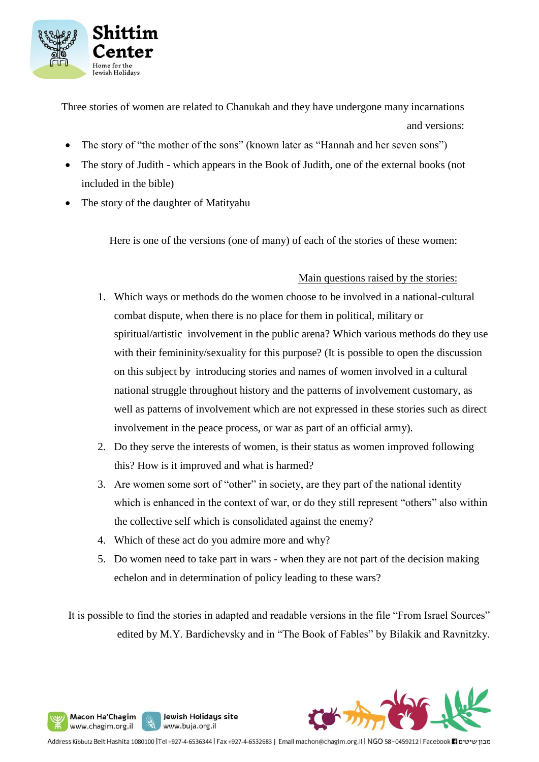Three stories of women are related to Chanukah and they have undergone many incarnations and versions:

- The story of "the mother of the sons" (known later as "Hannah and her seven sons")
- The story of Judith - which appears in the Book of Judith, one of the external books (not included in the bible)
- The story of the daughter of Matityahu

Here is one of the versions (one of many) of each of the stories of these women:

Main questions raised by the stories:

1. Which ways or methods do the women choose to be involved in a national-cultural combat dispute, when there is no place for them in political, military or spiritual/artistic involvement in the public arena? Which various methods do they use with their femininity/sexuality for this purpose? (It is possible to open the discussion on this subject by introducing stories and names of women involved in a cultural national struggle throughout history and the patterns of involvement customary, as well as patterns of involvement which are not expressed in these stories such as direct involvement in the peace process, or war as part of an official army).
2. Do they serve the interests of women, is their status as women improved following this? How is it improved and what is harmed?
3. Are women some sort of "other" in society, are they part of the national identity which is enhanced in the context of war, or do they still represent "others" also within the collective self which is consolidated against the enemy?
4. Which of these act do you admire more and why?
5. Do women need to take part in wars - when they are not part of the decision making echelon and in determination of policy leading to these wars?

It is possible to find the stories in adapted and readable versions in the file "From Israel Sources" edited by M.Y. Bardichevsky and in "The Book of Fables" by Bilakik and Ravnitzky.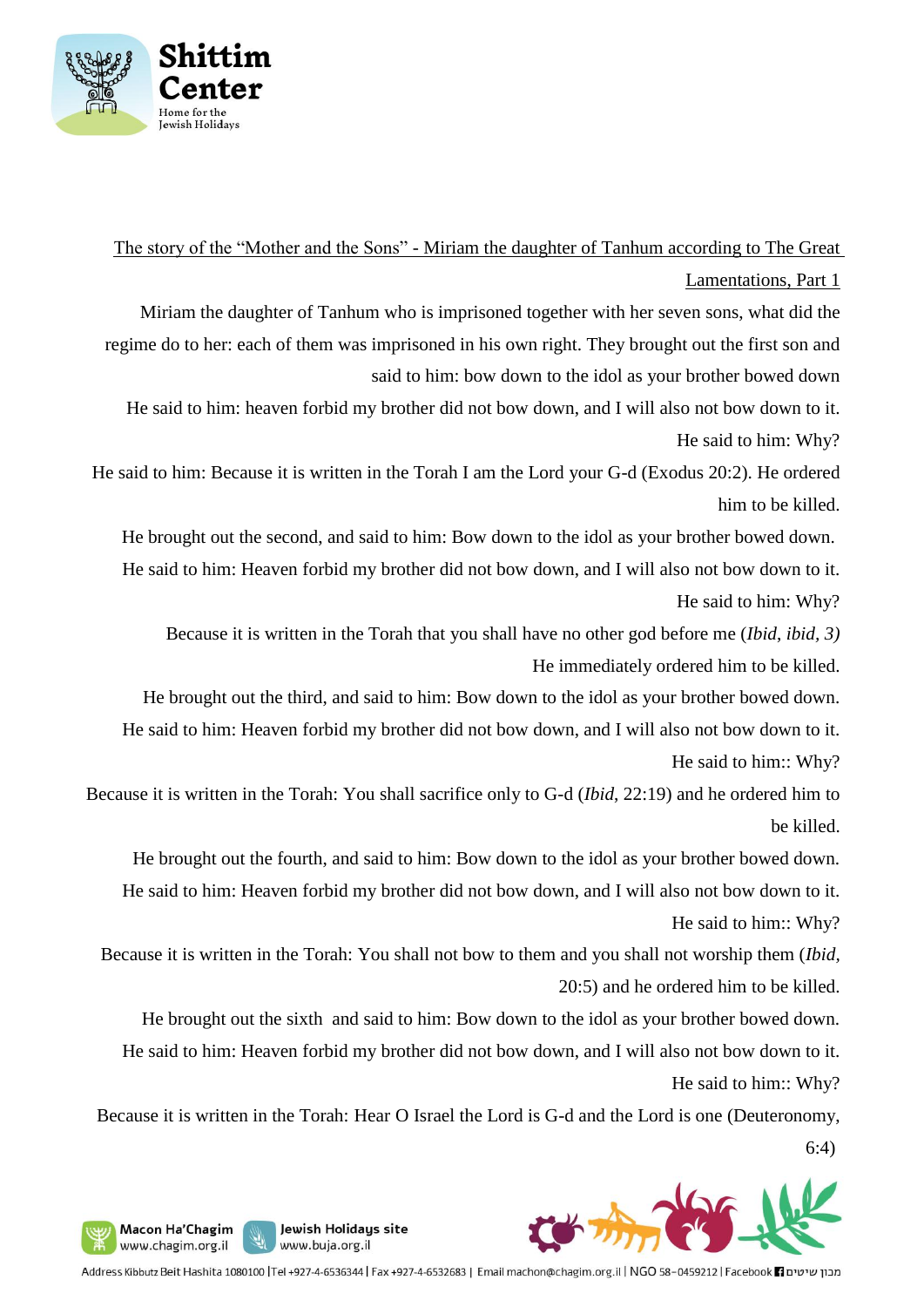The story of the "Mother and the Sons" - Miriam the daughter of Tanhum according to The Great Lamentations, Part 1

Miriam the daughter of Tanhum who is imprisoned together with her seven sons, what did the regime do to her: each of them was imprisoned in his own right. They brought out the first son and said to him: bow down to the idol as your brother bowed down

He said to him: heaven forbid my brother did not bow down, and I will also not bow down to it.

He said to him: Why?

He said to him: Because it is written in the Torah I am the Lord your G-d (Exodus 20:2). He ordered him to be killed.

He brought out the second, and said to him: Bow down to the idol as your brother bowed down.

He said to him: Heaven forbid my brother did not bow down, and I will also not bow down to it.

He said to him: Why?

Because it is written in the Torah that you shall have no other god before me (*Ibid, ibid, 3)*

He immediately ordered him to be killed.

He brought out the third, and said to him: Bow down to the idol as your brother bowed down.

He said to him: Heaven forbid my brother did not bow down, and I will also not bow down to it.

He said to him:: Why?

Because it is written in the Torah: You shall sacrifice only to G-d (*Ibid*, 22:19) and he ordered him to be killed.

He brought out the fourth, and said to him: Bow down to the idol as your brother bowed down.

He said to him: Heaven forbid my brother did not bow down, and I will also not bow down to it.

He said to him:: Why?

Because it is written in the Torah: You shall not bow to them and you shall not worship them (*Ibid*, 20:5) and he ordered him to be killed.

He brought out the sixth and said to him: Bow down to the idol as your brother bowed down.

He said to him: Heaven forbid my brother did not bow down, and I will also not bow down to it.

He said to him:: Why?

Because it is written in the Torah: Hear O Israel the Lord is G-d and the Lord is one (Deuteronomy, 6:4)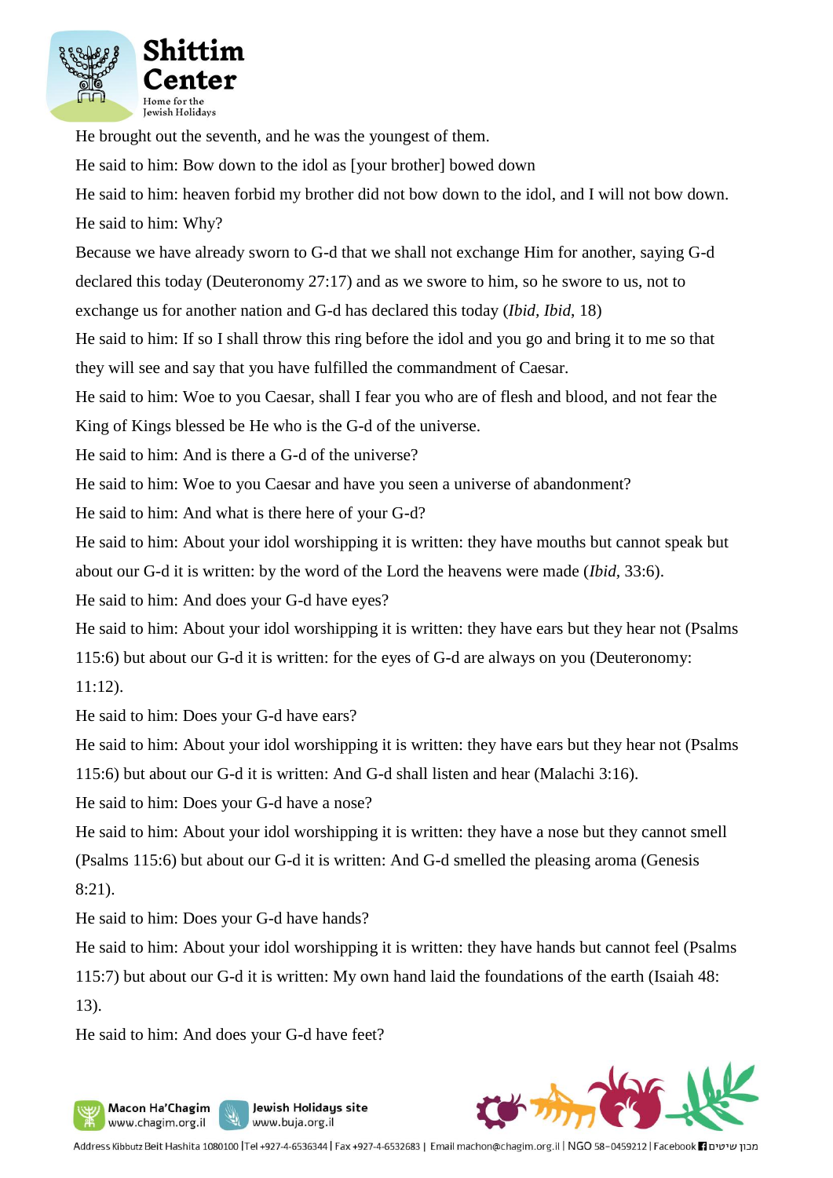He brought out the seventh, and he was the youngest of them.

He said to him: Bow down to the idol as [your brother] bowed down

He said to him: heaven forbid my brother did not bow down to the idol, and I will not bow down.

He said to him: Why?

Because we have already sworn to G-d that we shall not exchange Him for another, saying G-d declared this today (Deuteronomy 27:17) and as we swore to him, so he swore to us, not to exchange us for another nation and G-d has declared this today (*Ibid*, *Ibid*, 18)

He said to him: If so I shall throw this ring before the idol and you go and bring it to me so that they will see and say that you have fulfilled the commandment of Caesar.

He said to him: Woe to you Caesar, shall I fear you who are of flesh and blood, and not fear the King of Kings blessed be He who is the G-d of the universe.

He said to him: And is there a G-d of the universe?

He said to him: Woe to you Caesar and have you seen a universe of abandonment?

He said to him: And what is there here of your G-d?

He said to him: About your idol worshipping it is written: they have mouths but cannot speak but about our G-d it is written: by the word of the Lord the heavens were made (*Ibid*, 33:6).

He said to him: And does your G-d have eyes?

He said to him: About your idol worshipping it is written: they have ears but they hear not (Psalms 115:6) but about our G-d it is written: for the eyes of G-d are always on you (Deuteronomy: 11:12).

He said to him: Does your G-d have ears?

He said to him: About your idol worshipping it is written: they have ears but they hear not (Psalms 115:6) but about our G-d it is written: And G-d shall listen and hear (Malachi 3:16).

He said to him: Does your G-d have a nose?

He said to him: About your idol worshipping it is written: they have a nose but they cannot smell (Psalms 115:6) but about our G-d it is written: And G-d smelled the pleasing aroma (Genesis 8:21).

He said to him: Does your G-d have hands?

He said to him: About your idol worshipping it is written: they have hands but cannot feel (Psalms 115:7) but about our G-d it is written: My own hand laid the foundations of the earth (Isaiah 48: 13).

He said to him: And does your G-d have feet?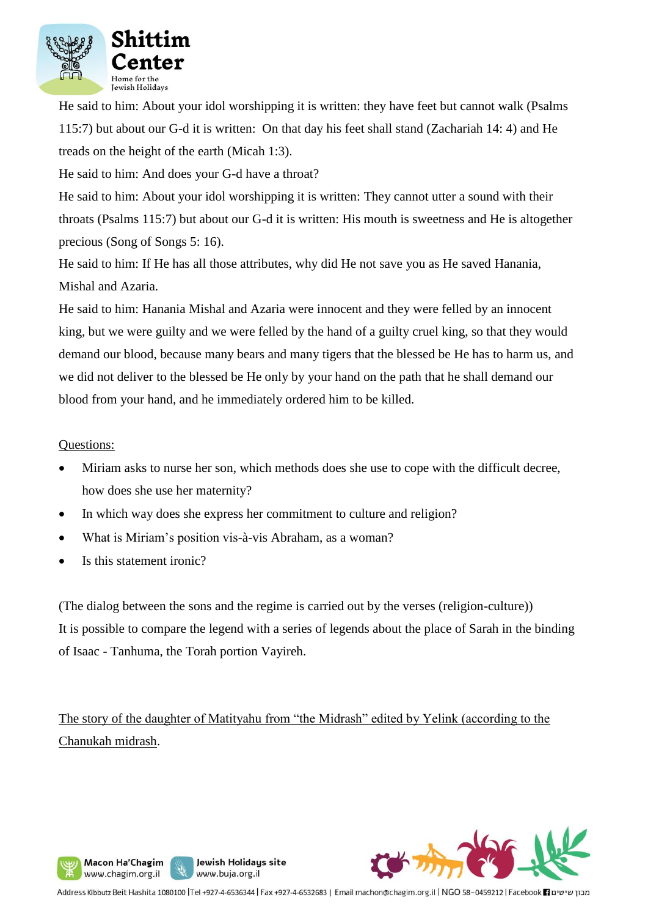He said to him: About your idol worshipping it is written: they have feet but cannot walk (Psalms 115:7) but about our G-d it is written: On that day his feet shall stand (Zachariah 14: 4) and He treads on the height of the earth (Micah 1:3).

He said to him: And does your G-d have a throat?

He said to him: About your idol worshipping it is written: They cannot utter a sound with their throats (Psalms 115:7) but about our G-d it is written: His mouth is sweetness and He is altogether precious (Song of Songs 5: 16).

He said to him: If He has all those attributes, why did He not save you as He saved Hanania, Mishal and Azaria.

He said to him: Hanania Mishal and Azaria were innocent and they were felled by an innocent king, but we were guilty and we were felled by the hand of a guilty cruel king, so that they would demand our blood, because many bears and many tigers that the blessed be He has to harm us, and we did not deliver to the blessed be He only by your hand on the path that he shall demand our blood from your hand, and he immediately ordered him to be killed.

<u>Questions:</u>

- Miriam asks to nurse her son, which methods does she use to cope with the difficult decree, how does she use her maternity?
- In which way does she express her commitment to culture and religion?
- What is Miriam's position vis-à-vis Abraham, as a woman?
- Is this statement ironic?

(The dialog between the sons and the regime is carried out by the verses (religion-culture))

It is possible to compare the legend with a series of legends about the place of Sarah in the binding of Isaac - Tanhuma, the Torah portion Vayireh.

<u>The story of the daughter of Matityahu from "the Midrash" edited by Yelink (according to the Chanukah midrash</u>.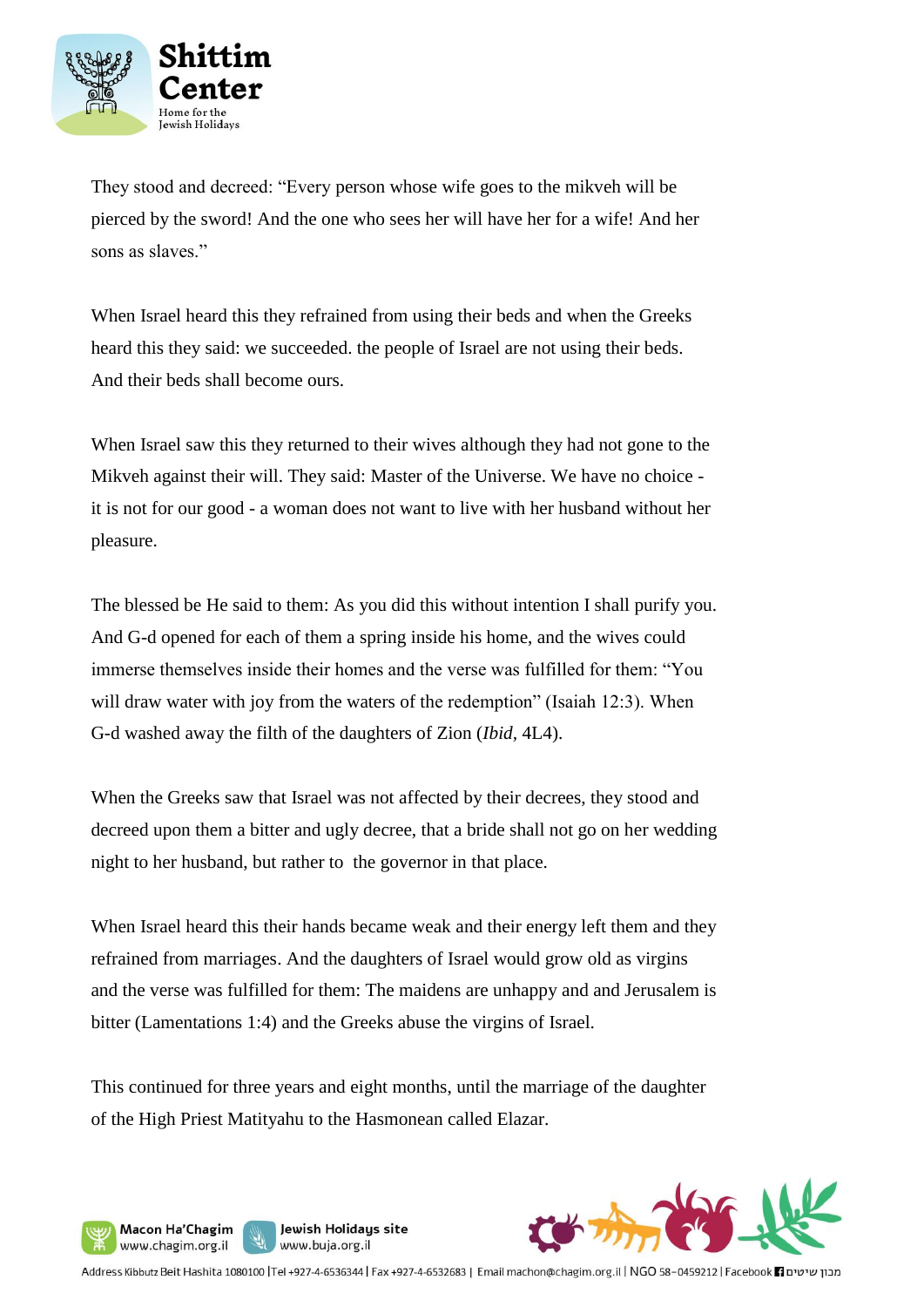They stood and decreed: "Every person whose wife goes to the mikveh will be pierced by the sword! And the one who sees her will have her for a wife! And her sons as slaves."

When Israel heard this they refrained from using their beds and when the Greeks heard this they said: we succeeded. the people of Israel are not using their beds. And their beds shall become ours.

When Israel saw this they returned to their wives although they had not gone to the Mikveh against their will. They said: Master of the Universe. We have no choice - it is not for our good - a woman does not want to live with her husband without her pleasure.

The blessed be He said to them: As you did this without intention I shall purify you. And G-d opened for each of them a spring inside his home, and the wives could immerse themselves inside their homes and the verse was fulfilled for them: "You will draw water with joy from the waters of the redemption" (Isaiah 12:3). When G-d washed away the filth of the daughters of Zion (*Ibid,* 4L4).

When the Greeks saw that Israel was not affected by their decrees, they stood and decreed upon them a bitter and ugly decree, that a bride shall not go on her wedding night to her husband, but rather to  the governor in that place.

When Israel heard this their hands became weak and their energy left them and they refrained from marriages. And the daughters of Israel would grow old as virgins and the verse was fulfilled for them: The maidens are unhappy and and Jerusalem is bitter (Lamentations 1:4) and the Greeks abuse the virgins of Israel.

This continued for three years and eight months, until the marriage of the daughter of the High Priest Matityahu to the Hasmonean called Elazar.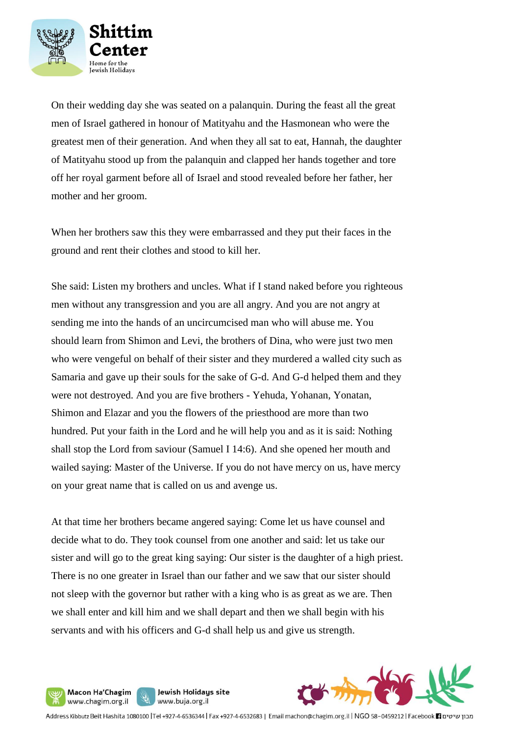On their wedding day she was seated on a palanquin. During the feast all the great men of Israel gathered in honour of Matityahu and the Hasmonean who were the greatest men of their generation. And when they all sat to eat, Hannah, the daughter of Matityahu stood up from the palanquin and clapped her hands together and tore off her royal garment before all of Israel and stood revealed before her father, her mother and her groom.

When her brothers saw this they were embarrassed and they put their faces in the ground and rent their clothes and stood to kill her.

She said: Listen my brothers and uncles. What if I stand naked before you righteous men without any transgression and you are all angry. And you are not angry at sending me into the hands of an uncircumcised man who will abuse me. You should learn from Shimon and Levi, the brothers of Dina, who were just two men who were vengeful on behalf of their sister and they murdered a walled city such as Samaria and gave up their souls for the sake of G-d. And G-d helped them and they were not destroyed. And you are five brothers - Yehuda, Yohanan, Yonatan, Shimon and Elazar and you the flowers of the priesthood are more than two hundred. Put your faith in the Lord and he will help you and as it is said: Nothing shall stop the Lord from saviour (Samuel I 14:6). And she opened her mouth and wailed saying: Master of the Universe. If you do not have mercy on us, have mercy on your great name that is called on us and avenge us.

At that time her brothers became angered saying: Come let us have counsel and decide what to do. They took counsel from one another and said: let us take our sister and will go to the great king saying: Our sister is the daughter of a high priest. There is no one greater in Israel than our father and we saw that our sister should not sleep with the governor but rather with a king who is as great as we are. Then we shall enter and kill him and we shall depart and then we shall begin with his servants and with his officers and G-d shall help us and give us strength.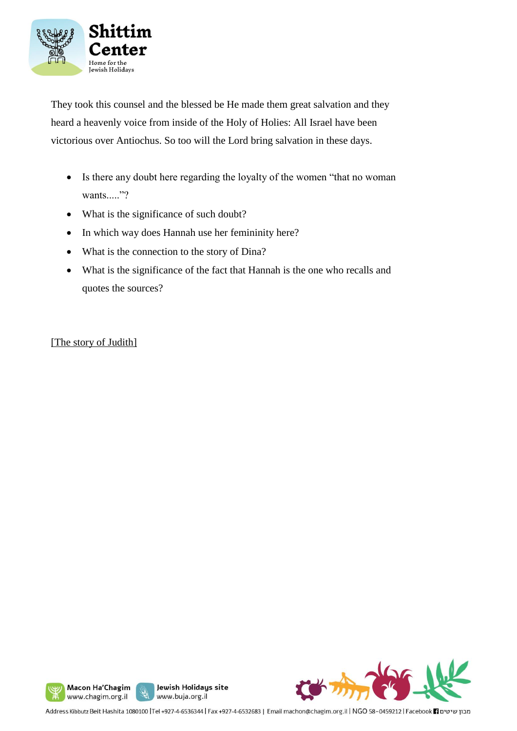They took this counsel and the blessed be He made them great salvation and they heard a heavenly voice from inside of the Holy of Holies: All Israel have been victorious over Antiochus. So too will the Lord bring salvation in these days.

- Is there any doubt here regarding the loyalty of the women "that no woman wants....."?
- What is the significance of such doubt?
- In which way does Hannah use her femininity here?
- What is the connection to the story of Dina?
- What is the significance of the fact that Hannah is the one who recalls and quotes the sources?

[The story of Judith]